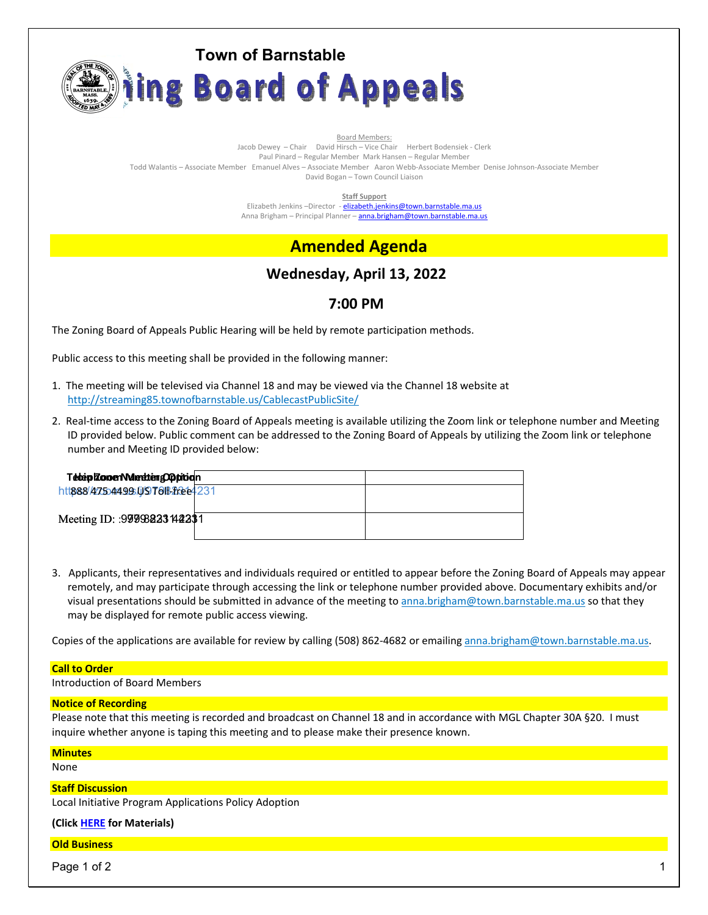# Town of Barnstable

# Zoning Board of Appeals

Board Members:

Jacob Dewey – Chair David Hirsch – Vice Chair Herbert Bodensiek - Clerk

Paul Pinard – Regular Member Mark Hansen – Regular Member

Todd Walantis – Associate Member Emanuel Alves – Associate Member Aaron Webb-Associate Member Denise Johnson-Associate Member

David Bogan – Town Council Liaison

Staff Support

Elizabeth Jenkins –Director - elizabeth.jenkins@town.barnstable.ma.us

Anna Brigham – Principal Planner – anna.brigham@town.barnstable.ma.us

## Amended Agenda

### Wednesday, April 13, 2022

### 7:00 PM

The Zoning Board of Appeals Public Hearing will be held by remote participation methods.

Public access to this meeting shall be provided in the following manner:

1. The meeting will be televised via Channel 18 and may be viewed via the Channel 18 website at http://streaming85.townofbarnstable.us/CablecastPublicSite/
2. Real-time access to the Zoning Board of Appeals meeting is available utilizing the Zoom link or telephone number and Meeting ID provided below. Public comment can be addressed to the Zoning Board of Appeals by utilizing the Zoom link or telephone number and Meeting ID provided below:

| Join Zoom Meeting Option | Telephone Number Option |
|---|---|
| https://zoom.us/j/97983214231 | 888 475 4499 US Toll-free |
| Meeting ID: 979 8321 4231 | Meeting ID: 979 8321 4231 |

3. Applicants, their representatives and individuals required or entitled to appear before the Zoning Board of Appeals may appear remotely, and may participate through accessing the link or telephone number provided above. Documentary exhibits and/or visual presentations should be submitted in advance of the meeting to anna.brigham@town.barnstable.ma.us so that they may be displayed for remote public access viewing.

Copies of the applications are available for review by calling (508) 862-4682 or emailing anna.brigham@town.barnstable.ma.us.

**Call to Order**

Introduction of Board Members

**Notice of Recording**

Please note that this meeting is recorded and broadcast on Channel 18 and in accordance with MGL Chapter 30A §20. I must inquire whether anyone is taping this meeting and to please make their presence known.

**Minutes**

None

**Staff Discussion**

Local Initiative Program Applications Policy Adoption

**(Click HERE for Materials)**

**Old Business**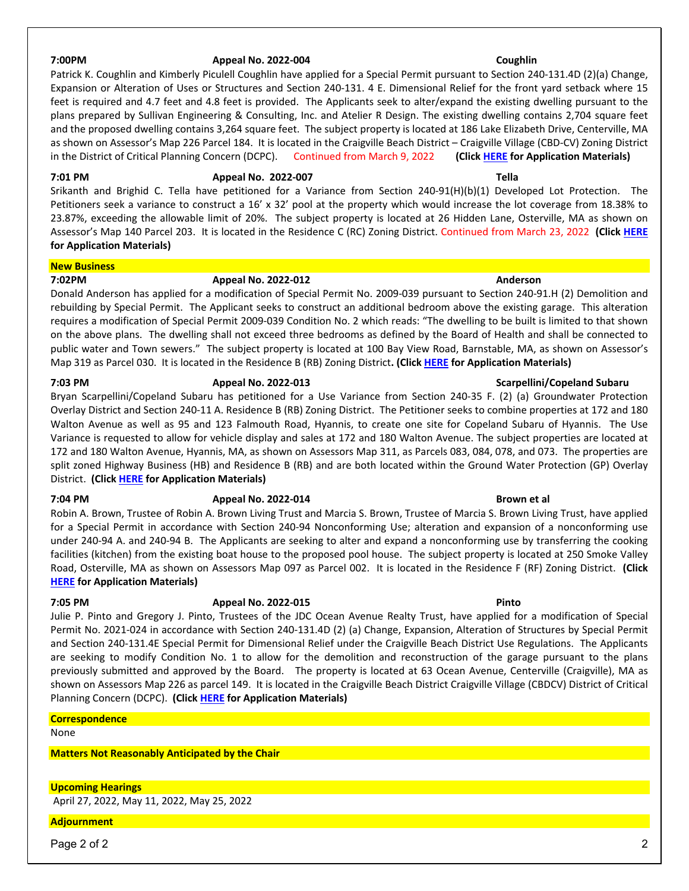**7:00PM** **Appeal No. 2022-004** **Coughlin**

Patrick K. Coughlin and Kimberly Piculell Coughlin have applied for a Special Permit pursuant to Section 240-131.4D (2)(a) Change, Expansion or Alteration of Uses or Structures and Section 240-131. 4 E. Dimensional Relief for the front yard setback where 15 feet is required and 4.7 feet and 4.8 feet is provided. The Applicants seek to alter/expand the existing dwelling pursuant to the plans prepared by Sullivan Engineering & Consulting, Inc. and Atelier R Design. The existing dwelling contains 2,704 square feet and the proposed dwelling contains 3,264 square feet. The subject property is located at 186 Lake Elizabeth Drive, Centerville, MA as shown on Assessor's Map 226 Parcel 184. It is located in the Craigville Beach District – Craigville Village (CBD-CV) Zoning District in the District of Critical Planning Concern (DCPC). Continued from March 9, 2022 **(Click HERE for Application Materials)**

**7:01 PM** **Appeal No. 2022-007** **Tella**

Srikanth and Brighid C. Tella have petitioned for a Variance from Section 240-91(H)(b)(1) Developed Lot Protection. The Petitioners seek a variance to construct a 16' x 32' pool at the property which would increase the lot coverage from 18.38% to 23.87%, exceeding the allowable limit of 20%. The subject property is located at 26 Hidden Lane, Osterville, MA as shown on Assessor's Map 140 Parcel 203. It is located in the Residence C (RC) Zoning District. Continued from March 23, 2022 **(Click HERE for Application Materials)**

## New Business

**7:02PM** **Appeal No. 2022-012** **Anderson**

Donald Anderson has applied for a modification of Special Permit No. 2009-039 pursuant to Section 240-91.H (2) Demolition and rebuilding by Special Permit. The Applicant seeks to construct an additional bedroom above the existing garage. This alteration requires a modification of Special Permit 2009-039 Condition No. 2 which reads: "The dwelling to be built is limited to that shown on the above plans. The dwelling shall not exceed three bedrooms as defined by the Board of Health and shall be connected to public water and Town sewers." The subject property is located at 100 Bay View Road, Barnstable, MA, as shown on Assessor's Map 319 as Parcel 030. It is located in the Residence B (RB) Zoning District**. (Click HERE for Application Materials)**

**7:03 PM** **Appeal No. 2022-013** **Scarpellini/Copeland Subaru**

Bryan Scarpellini/Copeland Subaru has petitioned for a Use Variance from Section 240-35 F. (2) (a) Groundwater Protection Overlay District and Section 240-11 A. Residence B (RB) Zoning District. The Petitioner seeks to combine properties at 172 and 180 Walton Avenue as well as 95 and 123 Falmouth Road, Hyannis, to create one site for Copeland Subaru of Hyannis. The Use Variance is requested to allow for vehicle display and sales at 172 and 180 Walton Avenue. The subject properties are located at 172 and 180 Walton Avenue, Hyannis, MA, as shown on Assessors Map 311, as Parcels 083, 084, 078, and 073. The properties are split zoned Highway Business (HB) and Residence B (RB) and are both located within the Ground Water Protection (GP) Overlay District. **(Click HERE for Application Materials)**

**7:04 PM** **Appeal No. 2022-014** **Brown et al**

Robin A. Brown, Trustee of Robin A. Brown Living Trust and Marcia S. Brown, Trustee of Marcia S. Brown Living Trust, have applied for a Special Permit in accordance with Section 240-94 Nonconforming Use; alteration and expansion of a nonconforming use under 240-94 A. and 240-94 B. The Applicants are seeking to alter and expand a nonconforming use by transferring the cooking facilities (kitchen) from the existing boat house to the proposed pool house. The subject property is located at 250 Smoke Valley Road, Osterville, MA as shown on Assessors Map 097 as Parcel 002. It is located in the Residence F (RF) Zoning District. **(Click HERE for Application Materials)**

**7:05 PM** **Appeal No. 2022-015** **Pinto**

Julie P. Pinto and Gregory J. Pinto, Trustees of the JDC Ocean Avenue Realty Trust, have applied for a modification of Special Permit No. 2021-024 in accordance with Section 240-131.4D (2) (a) Change, Expansion, Alteration of Structures by Special Permit and Section 240-131.4E Special Permit for Dimensional Relief under the Craigville Beach District Use Regulations. The Applicants are seeking to modify Condition No. 1 to allow for the demolition and reconstruction of the garage pursuant to the plans previously submitted and approved by the Board. The property is located at 63 Ocean Avenue, Centerville (Craigville), MA as shown on Assessors Map 226 as parcel 149. It is located in the Craigville Beach District Craigville Village (CBDCV) District of Critical Planning Concern (DCPC). **(Click HERE for Application Materials)**

## Correspondence

None

## Matters Not Reasonably Anticipated by the Chair

## Upcoming Hearings

April 27, 2022, May 11, 2022, May 25, 2022

## Adjournment